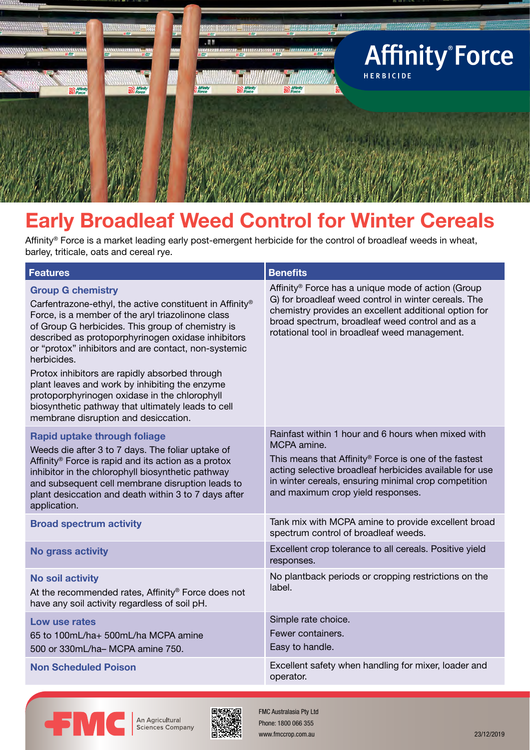# Affinity® Force

HERBICIDE

## Early Broadleaf Weed Control for Winter Cereals

Affinity® Force is a market leading early post-emergent herbicide for the control of broadleaf weeds in wheat, barley, triticale, oats and cereal rye.

| Features | Benefits |
|---|---|
| **Group G chemistry**<br>Carfentrazone-ethyl, the active constituent in Affinity® Force, is a member of the aryl triazolinone class of Group G herbicides. This group of chemistry is described as protoporphyrinogen oxidase inhibitors or "protox" inhibitors and are contact, non-systemic herbicides.<br>Protox inhibitors are rapidly absorbed through plant leaves and work by inhibiting the enzyme protoporphyrinogen oxidase in the chlorophyll biosynthetic pathway that ultimately leads to cell membrane disruption and desiccation. | Affinity® Force has a unique mode of action (Group G) for broadleaf weed control in winter cereals. The chemistry provides an excellent additional option for broad spectrum, broadleaf weed control and as a rotational tool in broadleaf weed management. |
| **Rapid uptake through foliage**<br>Weeds die after 3 to 7 days. The foliar uptake of Affinity® Force is rapid and its action as a protox inhibitor in the chlorophyll biosynthetic pathway and subsequent cell membrane disruption leads to plant desiccation and death within 3 to 7 days after application. | Rainfast within 1 hour and 6 hours when mixed with MCPA amine.<br>This means that Affinity® Force is one of the fastest acting selective broadleaf herbicides available for use in winter cereals, ensuring minimal crop competition and maximum crop yield responses. |
| **Broad spectrum activity** | Tank mix with MCPA amine to provide excellent broad spectrum control of broadleaf weeds. |
| **No grass activity** | Excellent crop tolerance to all cereals. Positive yield responses. |
| **No soil activity**<br>At the recommended rates, Affinity® Force does not have any soil activity regardless of soil pH. | No plantback periods or cropping restrictions on the label. |
| **Low use rates**<br>65 to 100mL/ha+ 500mL/ha MCPA amine<br>500 or 330mL/ha– MCPA amine 750. | Simple rate choice.<br>Fewer containers.<br>Easy to handle. |
| **Non Scheduled Poison** | Excellent safety when handling for mixer, loader and operator. |

FMC An Agricultural Sciences Company

FMC Australasia Pty Ltd
Phone: 1800 066 355
www.fmccrop.com.au

23/12/2019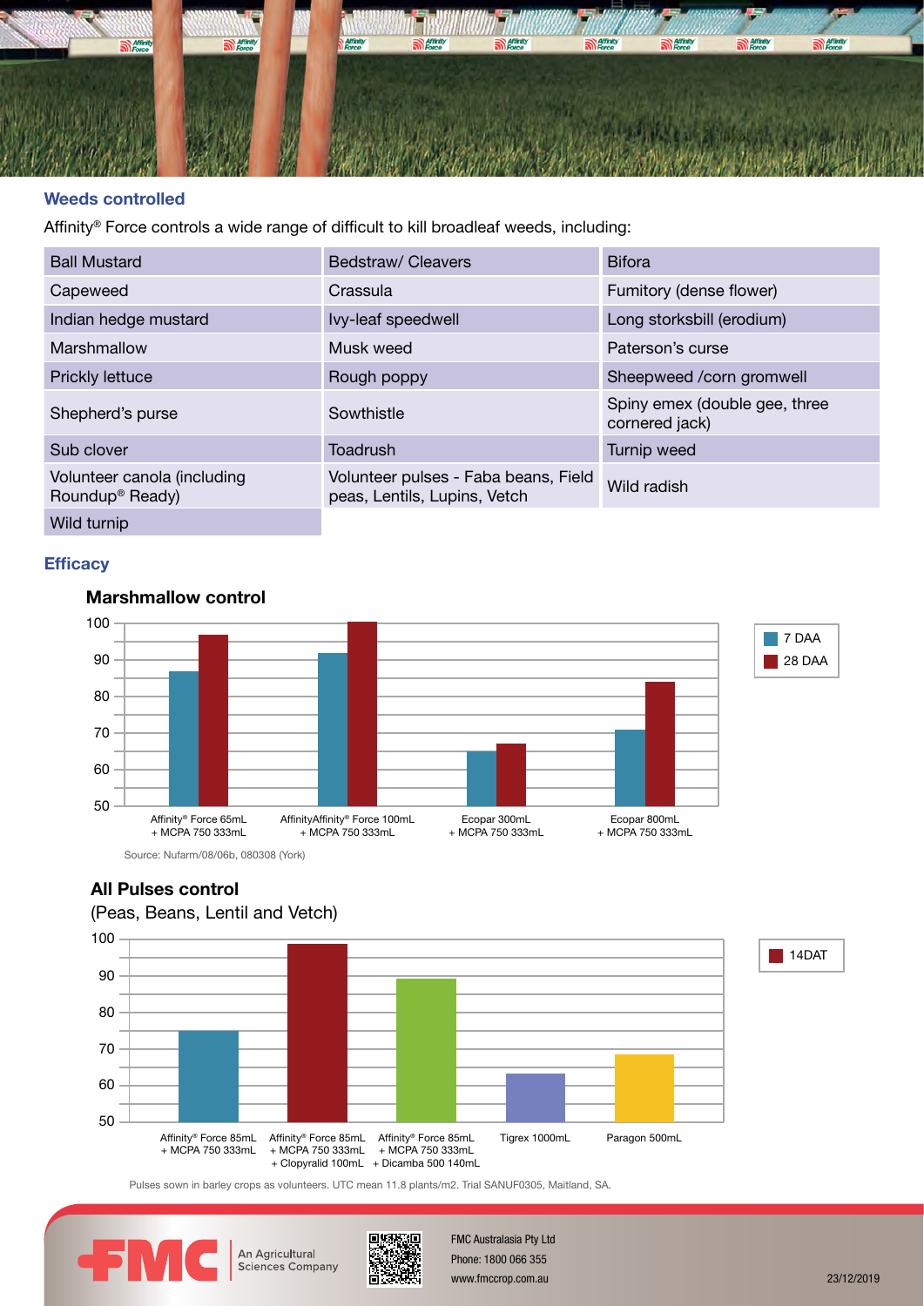## Weeds controlled

Affinity® Force controls a wide range of difficult to kill broadleaf weeds, including:

| | | |
|---|---|---|
| Ball Mustard | Bedstraw/ Cleavers | Bifora |
| Capeweed | Crassula | Fumitory (dense flower) |
| Indian hedge mustard | Ivy-leaf speedwell | Long storksbill (erodium) |
| Marshmallow | Musk weed | Paterson's curse |
| Prickly lettuce | Rough poppy | Sheepweed /corn gromwell |
| Shepherd's purse | Sowthistle | Spiny emex (double gee, three cornered jack) |
| Sub clover | Toadrush | Turnip weed |
| Volunteer canola (including Roundup® Ready) | Volunteer pulses - Faba beans, Field peas, Lentils, Lupins, Vetch | Wild radish |
| Wild turnip | | |

## Efficacy

### Marshmallow control

| Treatment | 7 DAA | 28 DAA |
|---|---|---|
| Affinity® Force 65mL + MCPA 750 333mL | 87 | 97 |
| AffinityAffinity® Force 100mL + MCPA 750 333mL | 92 | 100 |
| Ecopar 300mL + MCPA 750 333mL | 65 | 67 |
| Ecopar 800mL + MCPA 750 333mL | 71 | 84 |

Source: Nufarm/08/06b, 080308 (York)

### All Pulses control

(Peas, Beans, Lentil and Vetch)

| Treatment | 14DAT |
|---|---|
| Affinity® Force 85mL + MCPA 750 333mL | 75 |
| Affinity® Force 85mL + MCPA 750 333mL + Clopyralid 100mL | 99 |
| Affinity® Force 85mL + MCPA 750 333mL + Dicamba 500 140mL | 89 |
| Tigrex 1000mL | 63 |
| Paragon 500mL | 68 |

Pulses sown in barley crops as volunteers. UTC mean 11.8 plants/m2. Trial SANUF0305, Maitland, SA.

FMC An Agricultural Sciences Company

FMC Australasia Pty Ltd
Phone: 1800 066 355
www.fmccrop.com.au

23/12/2019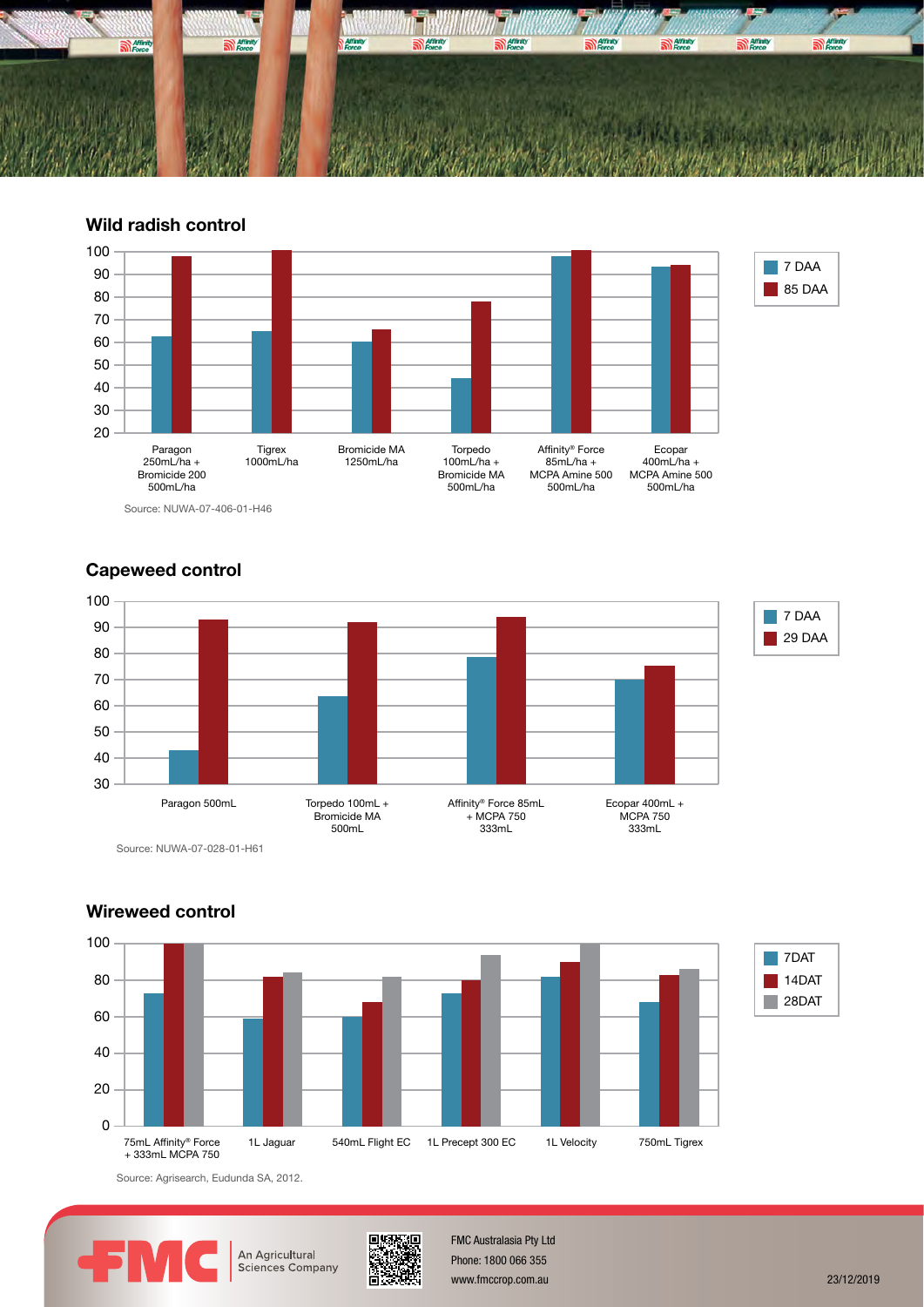## Wild radish control

| | 7 DAA | 85 DAA |
|---|---|---|
| Paragon 250mL/ha + Bromicide 200 500mL/ha | 63 | 98 |
| Tigrex 1000mL/ha | 65 | 100 |
| Bromicide MA 1250mL/ha | 60 | 66 |
| Torpedo 100mL/ha + Bromicide MA 500mL/ha | 44 | 78 |
| Affinity® Force 85mL/ha + MCPA Amine 500 500mL/ha | 98 | 100 |
| Ecopar 400mL/ha + MCPA Amine 500 500mL/ha | 93 | 94 |

Source: NUWA-07-406-01-H46

## Capeweed control

| | 7 DAA | 29 DAA |
|---|---|---|
| Paragon 500mL | 43 | 93 |
| Torpedo 100mL + Bromicide MA 500mL | 64 | 92 |
| Affinity® Force 85mL + MCPA 750 333mL | 79 | 94 |
| Ecopar 400mL + MCPA 750 333mL | 70 | 75 |

Source: NUWA-07-028-01-H61

## Wireweed control

| | 7DAT | 14DAT | 28DAT |
|---|---|---|---|
| 75mL Affinity® Force + 333mL MCPA 750 | 73 | 100 | 100 |
| 1L Jaguar | 59 | 82 | 84 |
| 540mL Flight EC | 60 | 68 | 82 |
| 1L Precept 300 EC | 73 | 80 | 94 |
| 1L Velocity | 82 | 90 | 100 |
| 750mL Tigrex | 68 | 83 | 86 |

Source: Agrisearch, Eudunda SA, 2012.

FMC An Agricultural Sciences Company

FMC Australasia Pty Ltd
Phone: 1800 066 355
www.fmccrop.com.au

23/12/2019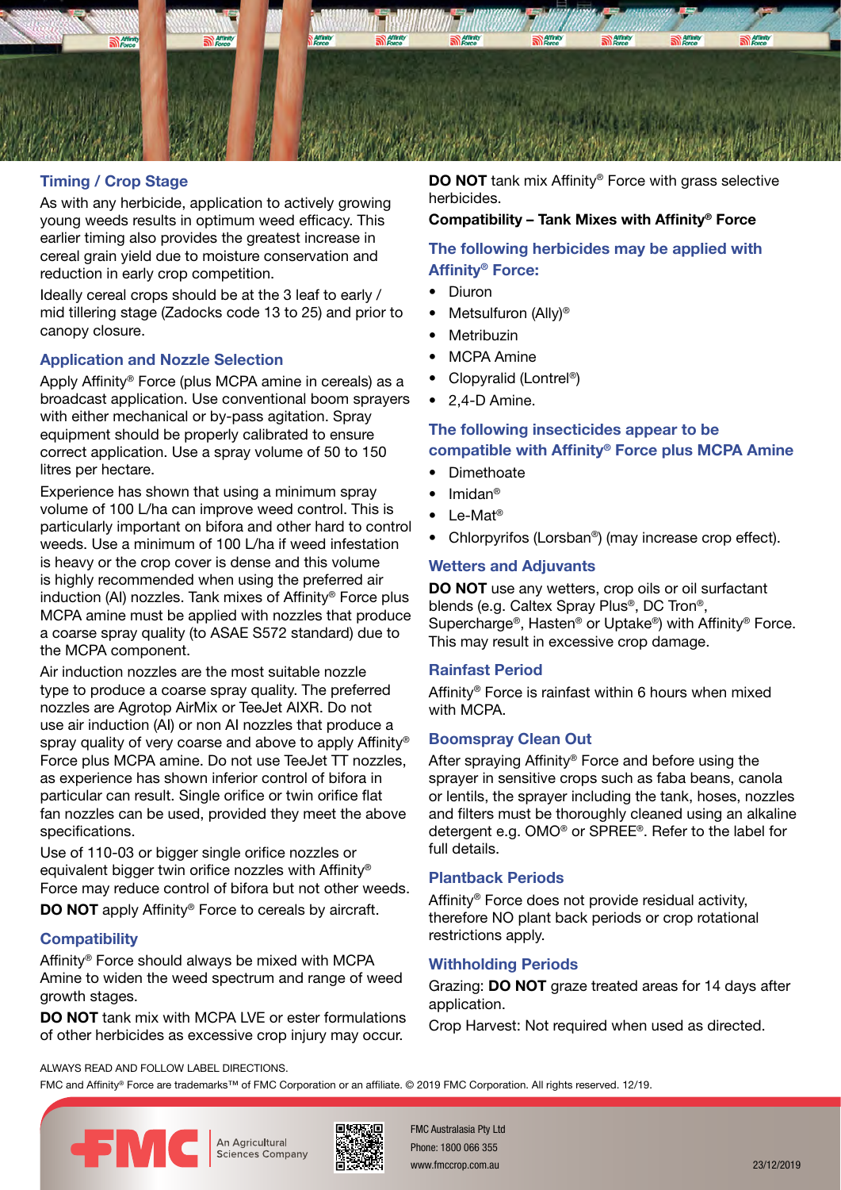## Timing / Crop Stage

As with any herbicide, application to actively growing young weeds results in optimum weed efficacy. This earlier timing also provides the greatest increase in cereal grain yield due to moisture conservation and reduction in early crop competition.

Ideally cereal crops should be at the 3 leaf to early / mid tillering stage (Zadocks code 13 to 25) and prior to canopy closure.

## Application and Nozzle Selection

Apply Affinity® Force (plus MCPA amine in cereals) as a broadcast application. Use conventional boom sprayers with either mechanical or by-pass agitation. Spray equipment should be properly calibrated to ensure correct application. Use a spray volume of 50 to 150 litres per hectare.

Experience has shown that using a minimum spray volume of 100 L/ha can improve weed control. This is particularly important on bifora and other hard to control weeds. Use a minimum of 100 L/ha if weed infestation is heavy or the crop cover is dense and this volume is highly recommended when using the preferred air induction (AI) nozzles. Tank mixes of Affinity® Force plus MCPA amine must be applied with nozzles that produce a coarse spray quality (to ASAE S572 standard) due to the MCPA component.

Air induction nozzles are the most suitable nozzle type to produce a coarse spray quality. The preferred nozzles are Agrotop AirMix or TeeJet AIXR. Do not use air induction (AI) or non AI nozzles that produce a spray quality of very coarse and above to apply Affinity® Force plus MCPA amine. Do not use TeeJet TT nozzles, as experience has shown inferior control of bifora in particular can result. Single orifice or twin orifice flat fan nozzles can be used, provided they meet the above specifications.

Use of 110-03 or bigger single orifice nozzles or equivalent bigger twin orifice nozzles with Affinity® Force may reduce control of bifora but not other weeds.

**DO NOT** apply Affinity® Force to cereals by aircraft.

## Compatibility

Affinity® Force should always be mixed with MCPA Amine to widen the weed spectrum and range of weed growth stages.

**DO NOT** tank mix with MCPA LVE or ester formulations of other herbicides as excessive crop injury may occur.

**DO NOT** tank mix Affinity® Force with grass selective herbicides.

**Compatibility – Tank Mixes with Affinity® Force**

### The following herbicides may be applied with Affinity® Force:

- Diuron
- Metsulfuron (Ally)®
- Metribuzin
- MCPA Amine
- Clopyralid (Lontrel®)
- 2,4-D Amine.

### The following insecticides appear to be compatible with Affinity® Force plus MCPA Amine

- Dimethoate
- Imidan®
- Le-Mat®
- Chlorpyrifos (Lorsban®) (may increase crop effect).

## Wetters and Adjuvants

**DO NOT** use any wetters, crop oils or oil surfactant blends (e.g. Caltex Spray Plus®, DC Tron®, Supercharge®, Hasten® or Uptake®) with Affinity® Force. This may result in excessive crop damage.

## Rainfast Period

Affinity® Force is rainfast within 6 hours when mixed with MCPA.

## Boomspray Clean Out

After spraying Affinity® Force and before using the sprayer in sensitive crops such as faba beans, canola or lentils, the sprayer including the tank, hoses, nozzles and filters must be thoroughly cleaned using an alkaline detergent e.g. OMO® or SPREE®. Refer to the label for full details.

## Plantback Periods

Affinity® Force does not provide residual activity, therefore NO plant back periods or crop rotational restrictions apply.

## Withholding Periods

Grazing: **DO NOT** graze treated areas for 14 days after application.

Crop Harvest: Not required when used as directed.

ALWAYS READ AND FOLLOW LABEL DIRECTIONS.

FMC and Affinity® Force are trademarks™ of FMC Corporation or an affiliate. © 2019 FMC Corporation. All rights reserved. 12/19.

FMC An Agricultural Sciences Company

FMC Australasia Pty Ltd
Phone: 1800 066 355
www.fmccrop.com.au

23/12/2019